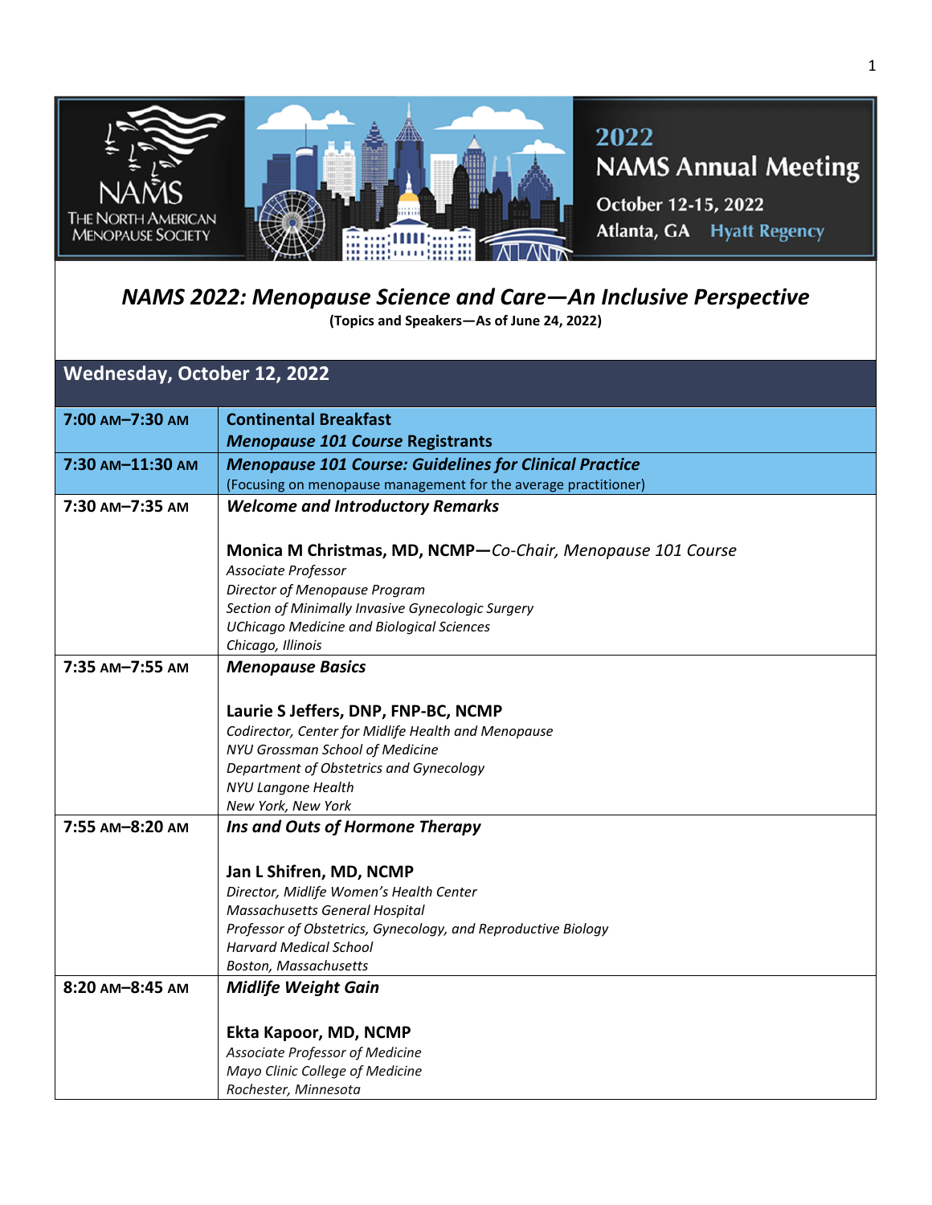2022 NAMS Annual Meeting

October 12-15, 2022

Atlanta, GA Hyatt Regency

The North American Menopause Society

# *NAMS 2022: Menopause Science and Care—An Inclusive Perspective*

**(Topics and Speakers—As of June 24, 2022)**

## Wednesday, October 12, 2022

| Time | Session |
| --- | --- |
| **7:00 AM–7:30 AM** | **Continental Breakfast**<br>***Menopause 101 Course*** **Registrants** |
| **7:30 AM–11:30 AM** | ***Menopause 101 Course: Guidelines for Clinical Practice***<br>(Focusing on menopause management for the average practitioner) |
| **7:30 AM–7:35 AM** | ***Welcome and Introductory Remarks***<br><br>**Monica M Christmas, MD, NCMP—***Co-Chair, Menopause 101 Course*<br>*Associate Professor*<br>*Director of Menopause Program*<br>*Section of Minimally Invasive Gynecologic Surgery*<br>*UChicago Medicine and Biological Sciences*<br>*Chicago, Illinois* |
| **7:35 AM–7:55 AM** | ***Menopause Basics***<br><br>**Laurie S Jeffers, DNP, FNP-BC, NCMP**<br>*Codirector, Center for Midlife Health and Menopause*<br>*NYU Grossman School of Medicine*<br>*Department of Obstetrics and Gynecology*<br>*NYU Langone Health*<br>*New York, New York* |
| **7:55 AM–8:20 AM** | ***Ins and Outs of Hormone Therapy***<br><br>**Jan L Shifren, MD, NCMP**<br>*Director, Midlife Women's Health Center*<br>*Massachusetts General Hospital*<br>*Professor of Obstetrics, Gynecology, and Reproductive Biology*<br>*Harvard Medical School*<br>*Boston, Massachusetts* |
| **8:20 AM–8:45 AM** | ***Midlife Weight Gain***<br><br>**Ekta Kapoor, MD, NCMP**<br>*Associate Professor of Medicine*<br>*Mayo Clinic College of Medicine*<br>*Rochester, Minnesota* |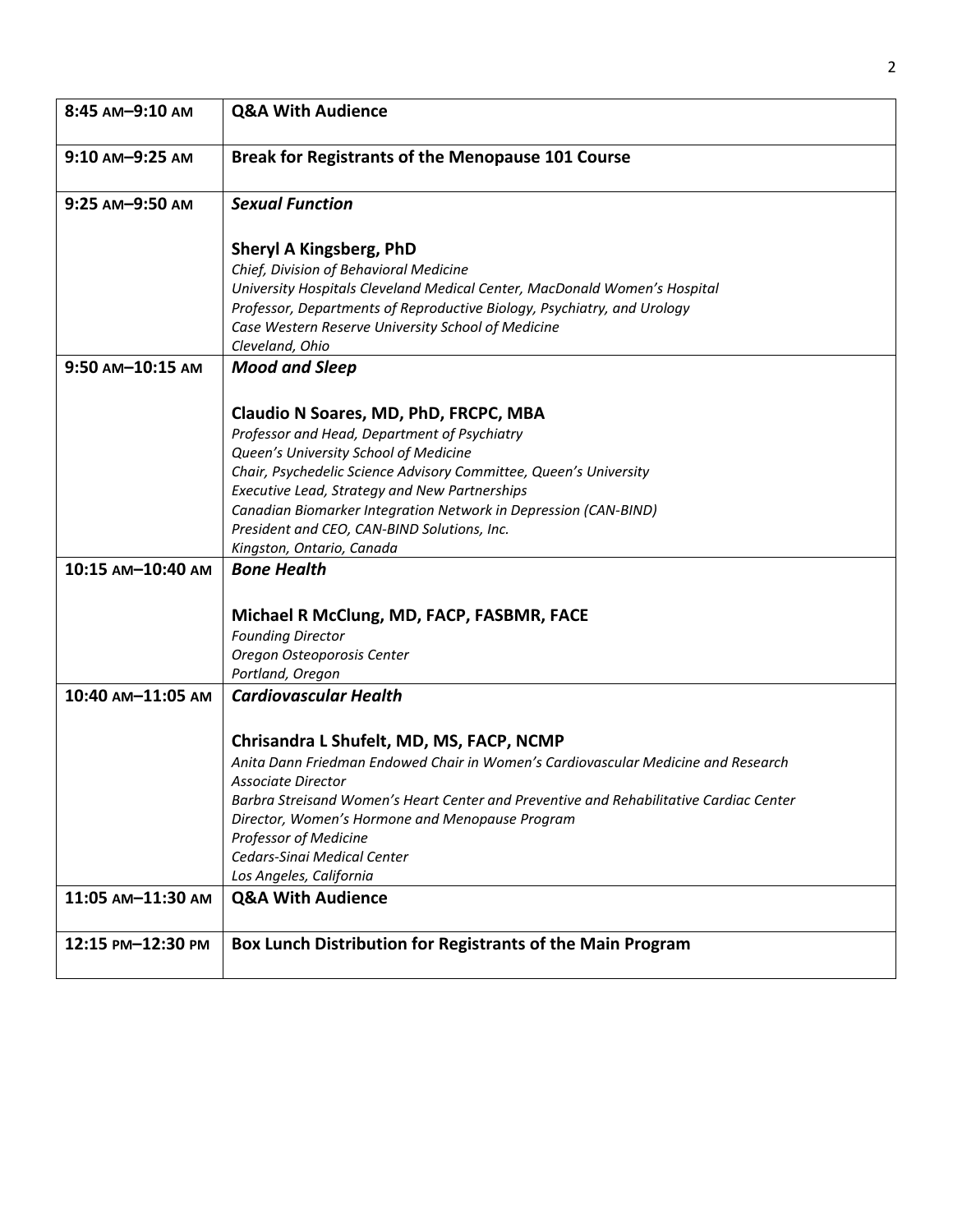| | |
|---|---|
| 8:45 AM–9:10 AM | **Q&A With Audience** |
| 9:10 AM–9:25 AM | **Break for Registrants of the Menopause 101 Course** |
| 9:25 AM–9:50 AM | ***Sexual Function***<br><br>**Sheryl A Kingsberg, PhD**<br>*Chief, Division of Behavioral Medicine*<br>*University Hospitals Cleveland Medical Center, MacDonald Women's Hospital*<br>*Professor, Departments of Reproductive Biology, Psychiatry, and Urology*<br>*Case Western Reserve University School of Medicine*<br>*Cleveland, Ohio* |
| 9:50 AM–10:15 AM | ***Mood and Sleep***<br><br>**Claudio N Soares, MD, PhD, FRCPC, MBA**<br>*Professor and Head, Department of Psychiatry*<br>*Queen's University School of Medicine*<br>*Chair, Psychedelic Science Advisory Committee, Queen's University*<br>*Executive Lead, Strategy and New Partnerships*<br>*Canadian Biomarker Integration Network in Depression (CAN-BIND)*<br>*President and CEO, CAN-BIND Solutions, Inc.*<br>*Kingston, Ontario, Canada* |
| 10:15 AM–10:40 AM | ***Bone Health***<br><br>**Michael R McClung, MD, FACP, FASBMR, FACE**<br>*Founding Director*<br>*Oregon Osteoporosis Center*<br>*Portland, Oregon* |
| 10:40 AM–11:05 AM | ***Cardiovascular Health***<br><br>**Chrisandra L Shufelt, MD, MS, FACP, NCMP**<br>*Anita Dann Friedman Endowed Chair in Women's Cardiovascular Medicine and Research*<br>*Associate Director*<br>*Barbra Streisand Women's Heart Center and Preventive and Rehabilitative Cardiac Center*<br>*Director, Women's Hormone and Menopause Program*<br>*Professor of Medicine*<br>*Cedars-Sinai Medical Center*<br>*Los Angeles, California* |
| 11:05 AM–11:30 AM | **Q&A With Audience** |
| 12:15 PM–12:30 PM | **Box Lunch Distribution for Registrants of the Main Program** |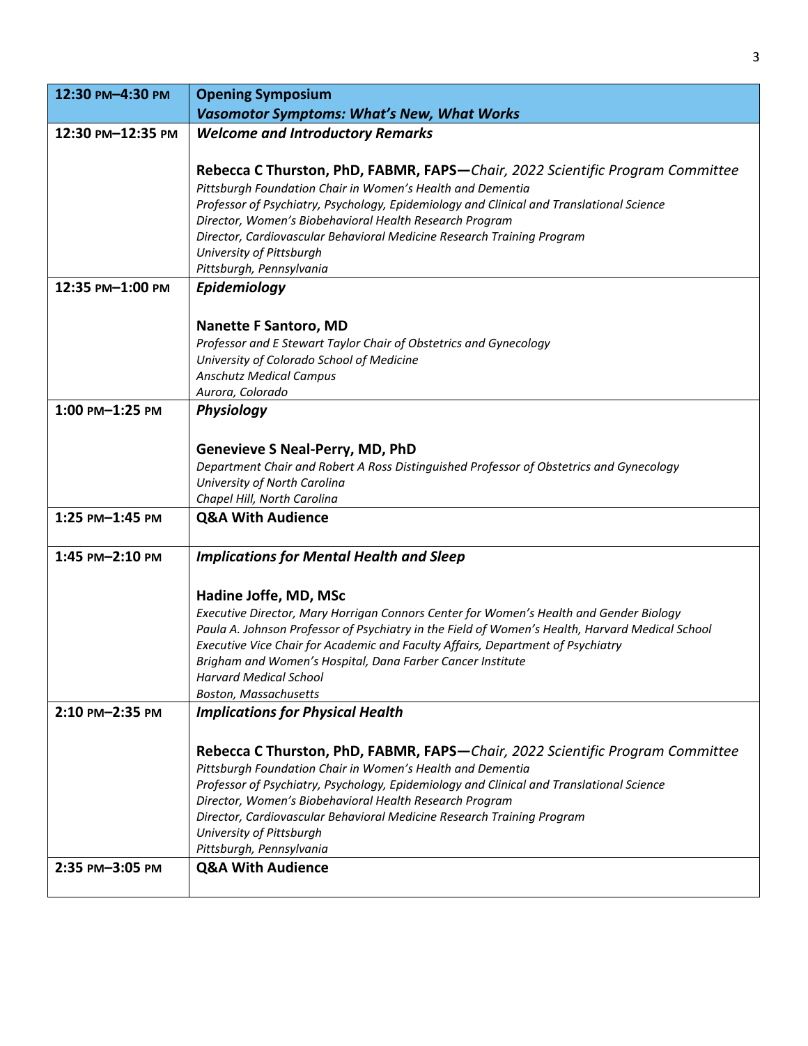| 12:30 PM–4:30 PM | **Opening Symposium**<br>***Vasomotor Symptoms: What's New, What Works*** |
| --- | --- |
| 12:30 PM–12:35 PM | ***Welcome and Introductory Remarks***<br><br>**Rebecca C Thurston, PhD, FABMR, FAPS—***Chair, 2022 Scientific Program Committee*<br>*Pittsburgh Foundation Chair in Women's Health and Dementia*<br>*Professor of Psychiatry, Psychology, Epidemiology and Clinical and Translational Science*<br>*Director, Women's Biobehavioral Health Research Program*<br>*Director, Cardiovascular Behavioral Medicine Research Training Program*<br>*University of Pittsburgh*<br>*Pittsburgh, Pennsylvania* |
| 12:35 PM–1:00 PM | ***Epidemiology***<br><br>**Nanette F Santoro, MD**<br>*Professor and E Stewart Taylor Chair of Obstetrics and Gynecology*<br>*University of Colorado School of Medicine*<br>*Anschutz Medical Campus*<br>*Aurora, Colorado* |
| 1:00 PM–1:25 PM | ***Physiology***<br><br>**Genevieve S Neal-Perry, MD, PhD**<br>*Department Chair and Robert A Ross Distinguished Professor of Obstetrics and Gynecology*<br>*University of North Carolina*<br>*Chapel Hill, North Carolina* |
| 1:25 PM–1:45 PM | **Q&A With Audience** |
| 1:45 PM–2:10 PM | ***Implications for Mental Health and Sleep***<br><br>**Hadine Joffe, MD, MSc**<br>*Executive Director, Mary Horrigan Connors Center for Women's Health and Gender Biology*<br>*Paula A. Johnson Professor of Psychiatry in the Field of Women's Health, Harvard Medical School*<br>*Executive Vice Chair for Academic and Faculty Affairs, Department of Psychiatry*<br>*Brigham and Women's Hospital, Dana Farber Cancer Institute*<br>*Harvard Medical School*<br>*Boston, Massachusetts* |
| 2:10 PM–2:35 PM | ***Implications for Physical Health***<br><br>**Rebecca C Thurston, PhD, FABMR, FAPS—***Chair, 2022 Scientific Program Committee*<br>*Pittsburgh Foundation Chair in Women's Health and Dementia*<br>*Professor of Psychiatry, Psychology, Epidemiology and Clinical and Translational Science*<br>*Director, Women's Biobehavioral Health Research Program*<br>*Director, Cardiovascular Behavioral Medicine Research Training Program*<br>*University of Pittsburgh*<br>*Pittsburgh, Pennsylvania* |
| 2:35 PM–3:05 PM | **Q&A With Audience** |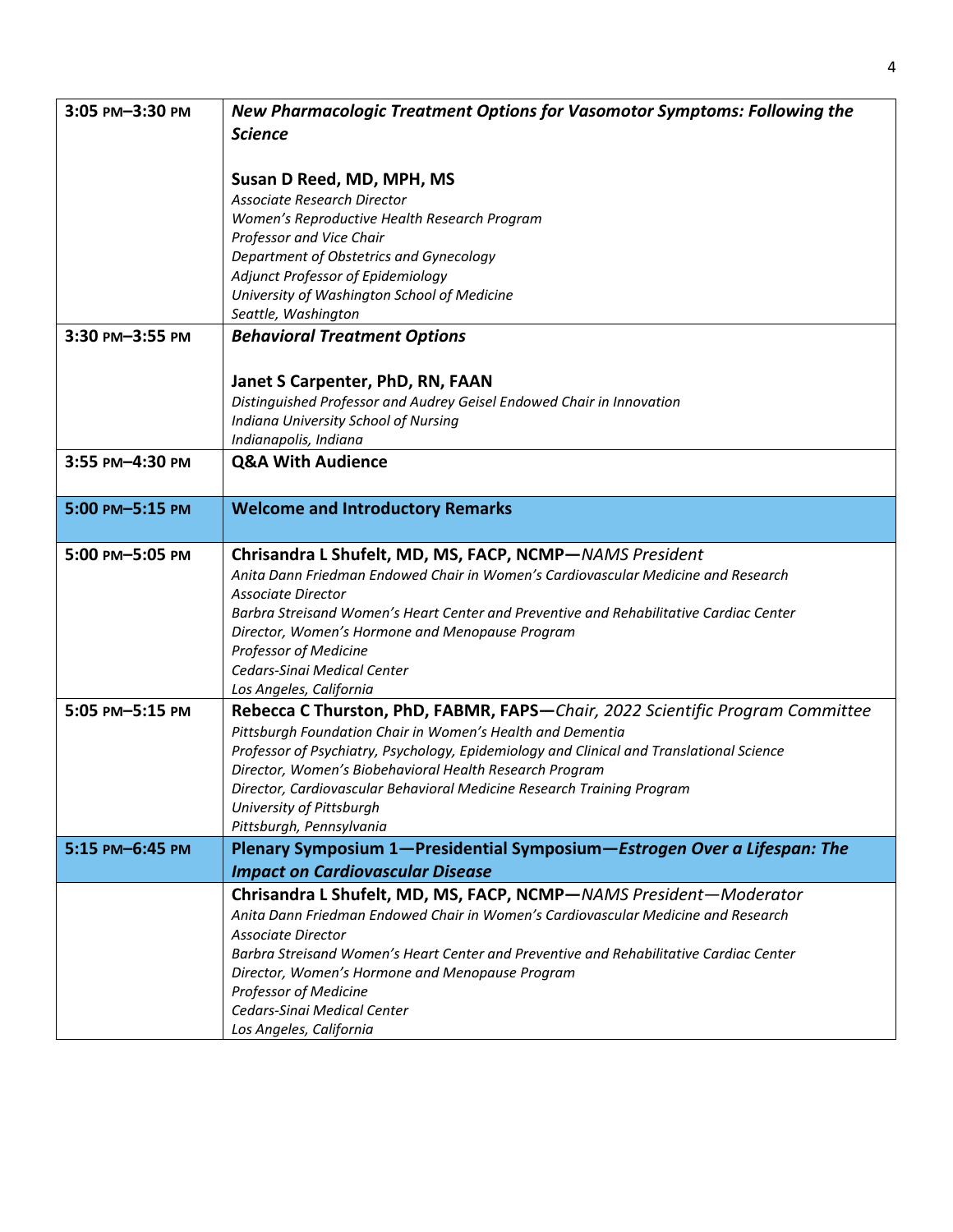| | |
|---|---|
| 3:05 PM–3:30 PM | ***New Pharmacologic Treatment Options for Vasomotor Symptoms: Following the Science***<br><br>**Susan D Reed, MD, MPH, MS**<br>*Associate Research Director*<br>*Women's Reproductive Health Research Program*<br>*Professor and Vice Chair*<br>*Department of Obstetrics and Gynecology*<br>*Adjunct Professor of Epidemiology*<br>*University of Washington School of Medicine*<br>*Seattle, Washington* |
| 3:30 PM–3:55 PM | ***Behavioral Treatment Options***<br><br>**Janet S Carpenter, PhD, RN, FAAN**<br>*Distinguished Professor and Audrey Geisel Endowed Chair in Innovation*<br>*Indiana University School of Nursing*<br>*Indianapolis, Indiana* |
| 3:55 PM–4:30 PM | **Q&A With Audience** |
| **5:00 PM–5:15 PM** | **Welcome and Introductory Remarks** |
| 5:00 PM–5:05 PM | **Chrisandra L Shufelt, MD, MS, FACP, NCMP—***NAMS President*<br>*Anita Dann Friedman Endowed Chair in Women's Cardiovascular Medicine and Research*<br>*Associate Director*<br>*Barbra Streisand Women's Heart Center and Preventive and Rehabilitative Cardiac Center*<br>*Director, Women's Hormone and Menopause Program*<br>*Professor of Medicine*<br>*Cedars-Sinai Medical Center*<br>*Los Angeles, California* |
| 5:05 PM–5:15 PM | **Rebecca C Thurston, PhD, FABMR, FAPS—***Chair, 2022 Scientific Program Committee*<br>*Pittsburgh Foundation Chair in Women's Health and Dementia*<br>*Professor of Psychiatry, Psychology, Epidemiology and Clinical and Translational Science*<br>*Director, Women's Biobehavioral Health Research Program*<br>*Director, Cardiovascular Behavioral Medicine Research Training Program*<br>*University of Pittsburgh*<br>*Pittsburgh, Pennsylvania* |
| **5:15 PM–6:45 PM** | **Plenary Symposium 1—Presidential Symposium—*Estrogen Over a Lifespan: The Impact on Cardiovascular Disease*** |
| | **Chrisandra L Shufelt, MD, MS, FACP, NCMP—***NAMS President—Moderator*<br>*Anita Dann Friedman Endowed Chair in Women's Cardiovascular Medicine and Research*<br>*Associate Director*<br>*Barbra Streisand Women's Heart Center and Preventive and Rehabilitative Cardiac Center*<br>*Director, Women's Hormone and Menopause Program*<br>*Professor of Medicine*<br>*Cedars-Sinai Medical Center*<br>*Los Angeles, California* |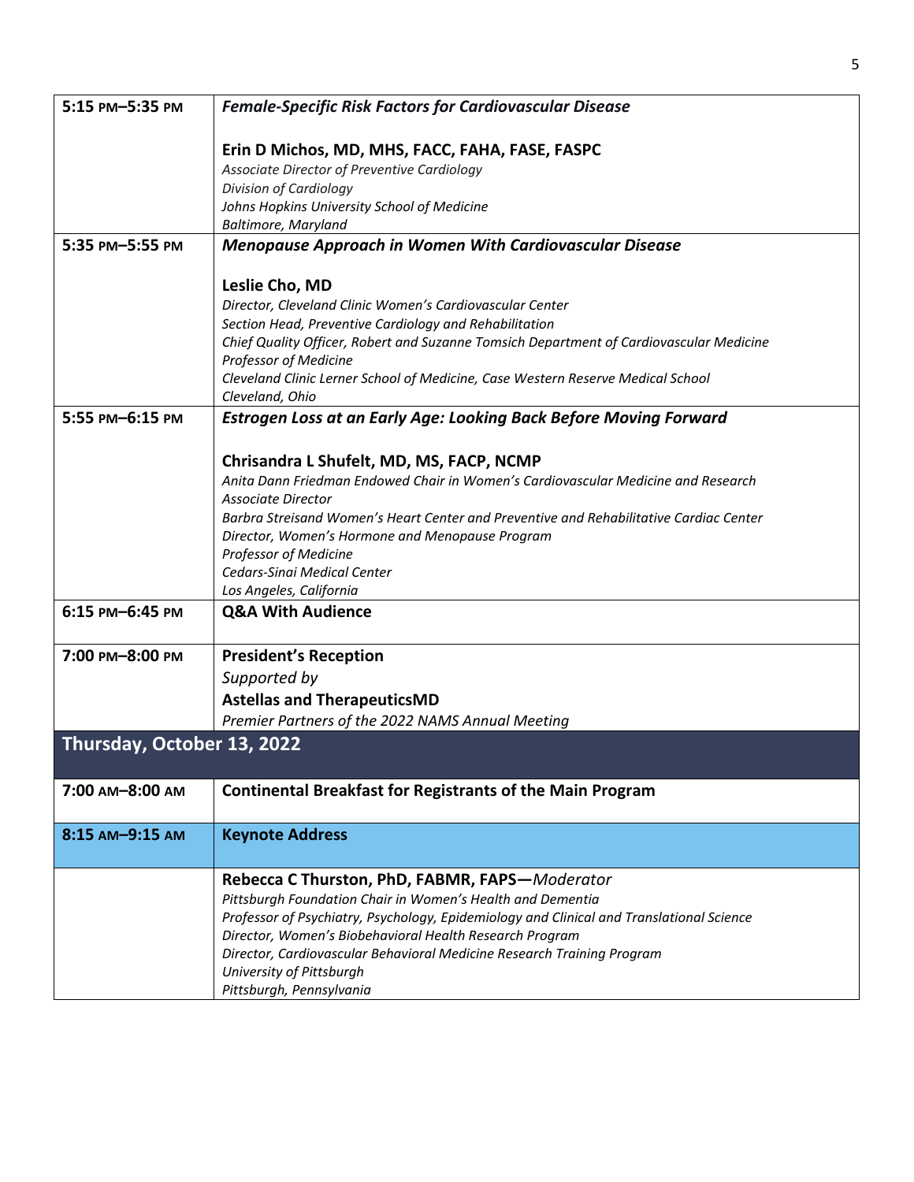| | |
|---|---|
| **5:15 PM–5:35 PM** | ***Female-Specific Risk Factors for Cardiovascular Disease***<br><br>**Erin D Michos, MD, MHS, FACC, FAHA, FASE, FASPC**<br>*Associate Director of Preventive Cardiology*<br>*Division of Cardiology*<br>*Johns Hopkins University School of Medicine*<br>*Baltimore, Maryland* |
| **5:35 PM–5:55 PM** | ***Menopause Approach in Women With Cardiovascular Disease***<br><br>**Leslie Cho, MD**<br>*Director, Cleveland Clinic Women's Cardiovascular Center*<br>*Section Head, Preventive Cardiology and Rehabilitation*<br>*Chief Quality Officer, Robert and Suzanne Tomsich Department of Cardiovascular Medicine*<br>*Professor of Medicine*<br>*Cleveland Clinic Lerner School of Medicine, Case Western Reserve Medical School*<br>*Cleveland, Ohio* |
| **5:55 PM–6:15 PM** | ***Estrogen Loss at an Early Age: Looking Back Before Moving Forward***<br><br>**Chrisandra L Shufelt, MD, MS, FACP, NCMP**<br>*Anita Dann Friedman Endowed Chair in Women's Cardiovascular Medicine and Research*<br>*Associate Director*<br>*Barbra Streisand Women's Heart Center and Preventive and Rehabilitative Cardiac Center*<br>*Director, Women's Hormone and Menopause Program*<br>*Professor of Medicine*<br>*Cedars-Sinai Medical Center*<br>*Los Angeles, California* |
| **6:15 PM–6:45 PM** | **Q&A With Audience** |
| **7:00 PM–8:00 PM** | **President's Reception**<br>*Supported by*<br>**Astellas and TherapeuticsMD**<br>*Premier Partners of the 2022 NAMS Annual Meeting* |

## Thursday, October 13, 2022

| | |
|---|---|
| **7:00 AM–8:00 AM** | **Continental Breakfast for Registrants of the Main Program** |
| **8:15 AM–9:15 AM** | **Keynote Address** |
| | **Rebecca C Thurston, PhD, FABMR, FAPS—***Moderator*<br>*Pittsburgh Foundation Chair in Women's Health and Dementia*<br>*Professor of Psychiatry, Psychology, Epidemiology and Clinical and Translational Science*<br>*Director, Women's Biobehavioral Health Research Program*<br>*Director, Cardiovascular Behavioral Medicine Research Training Program*<br>*University of Pittsburgh*<br>*Pittsburgh, Pennsylvania* |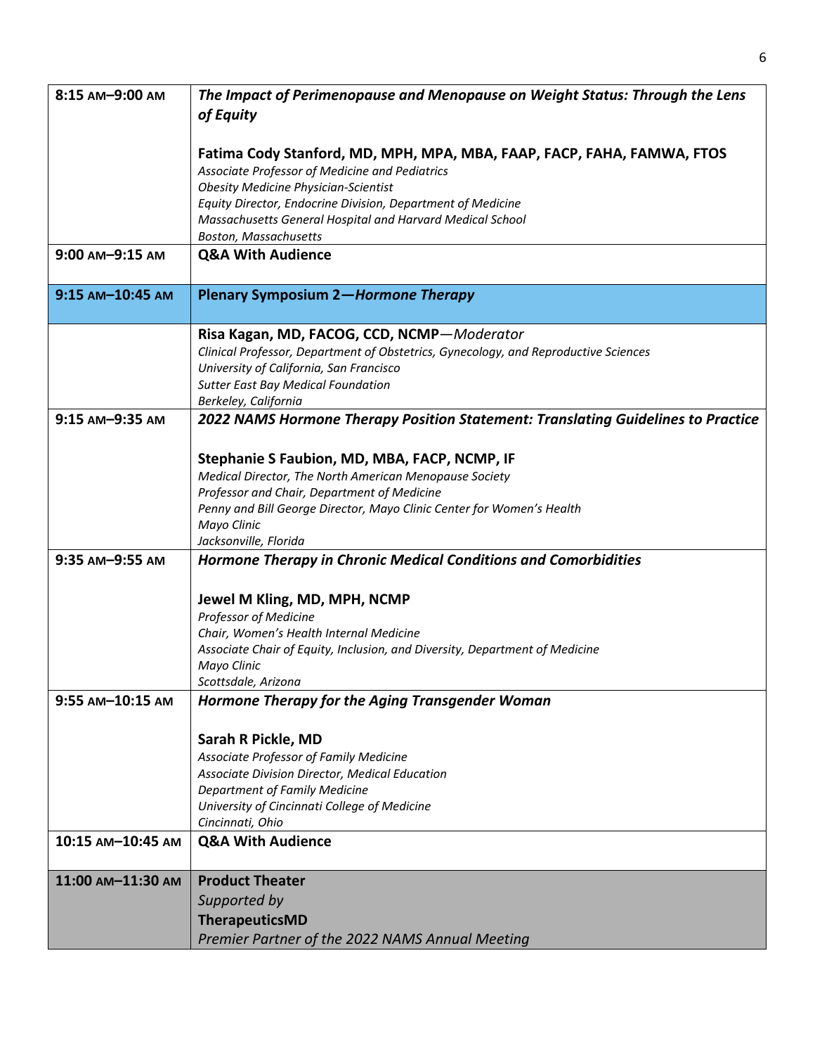| | |
|---|---|
| 8:15 AM–9:00 AM | ***The Impact of Perimenopause and Menopause on Weight Status: Through the Lens of Equity***<br><br>**Fatima Cody Stanford, MD, MPH, MPA, MBA, FAAP, FACP, FAHA, FAMWA, FTOS**<br>*Associate Professor of Medicine and Pediatrics*<br>*Obesity Medicine Physician-Scientist*<br>*Equity Director, Endocrine Division, Department of Medicine*<br>*Massachusetts General Hospital and Harvard Medical School*<br>*Boston, Massachusetts* |
| 9:00 AM–9:15 AM | **Q&A With Audience** |
| **9:15 AM–10:45 AM** | **Plenary Symposium 2—*Hormone Therapy*** |
| | **Risa Kagan, MD, FACOG, CCD, NCMP**—*Moderator*<br>*Clinical Professor, Department of Obstetrics, Gynecology, and Reproductive Sciences*<br>*University of California, San Francisco*<br>*Sutter East Bay Medical Foundation*<br>*Berkeley, California* |
| 9:15 AM–9:35 AM | ***2022 NAMS Hormone Therapy Position Statement: Translating Guidelines to Practice***<br><br>**Stephanie S Faubion, MD, MBA, FACP, NCMP, IF**<br>*Medical Director, The North American Menopause Society*<br>*Professor and Chair, Department of Medicine*<br>*Penny and Bill George Director, Mayo Clinic Center for Women's Health*<br>*Mayo Clinic*<br>*Jacksonville, Florida* |
| 9:35 AM–9:55 AM | ***Hormone Therapy in Chronic Medical Conditions and Comorbidities***<br><br>**Jewel M Kling, MD, MPH, NCMP**<br>*Professor of Medicine*<br>*Chair, Women's Health Internal Medicine*<br>*Associate Chair of Equity, Inclusion, and Diversity, Department of Medicine*<br>*Mayo Clinic*<br>*Scottsdale, Arizona* |
| 9:55 AM–10:15 AM | ***Hormone Therapy for the Aging Transgender Woman***<br><br>**Sarah R Pickle, MD**<br>*Associate Professor of Family Medicine*<br>*Associate Division Director, Medical Education*<br>*Department of Family Medicine*<br>*University of Cincinnati College of Medicine*<br>*Cincinnati, Ohio* |
| 10:15 AM–10:45 AM | **Q&A With Audience** |
| **11:00 AM–11:30 AM** | **Product Theater**<br>*Supported by*<br>**TherapeuticsMD**<br>*Premier Partner of the 2022 NAMS Annual Meeting* |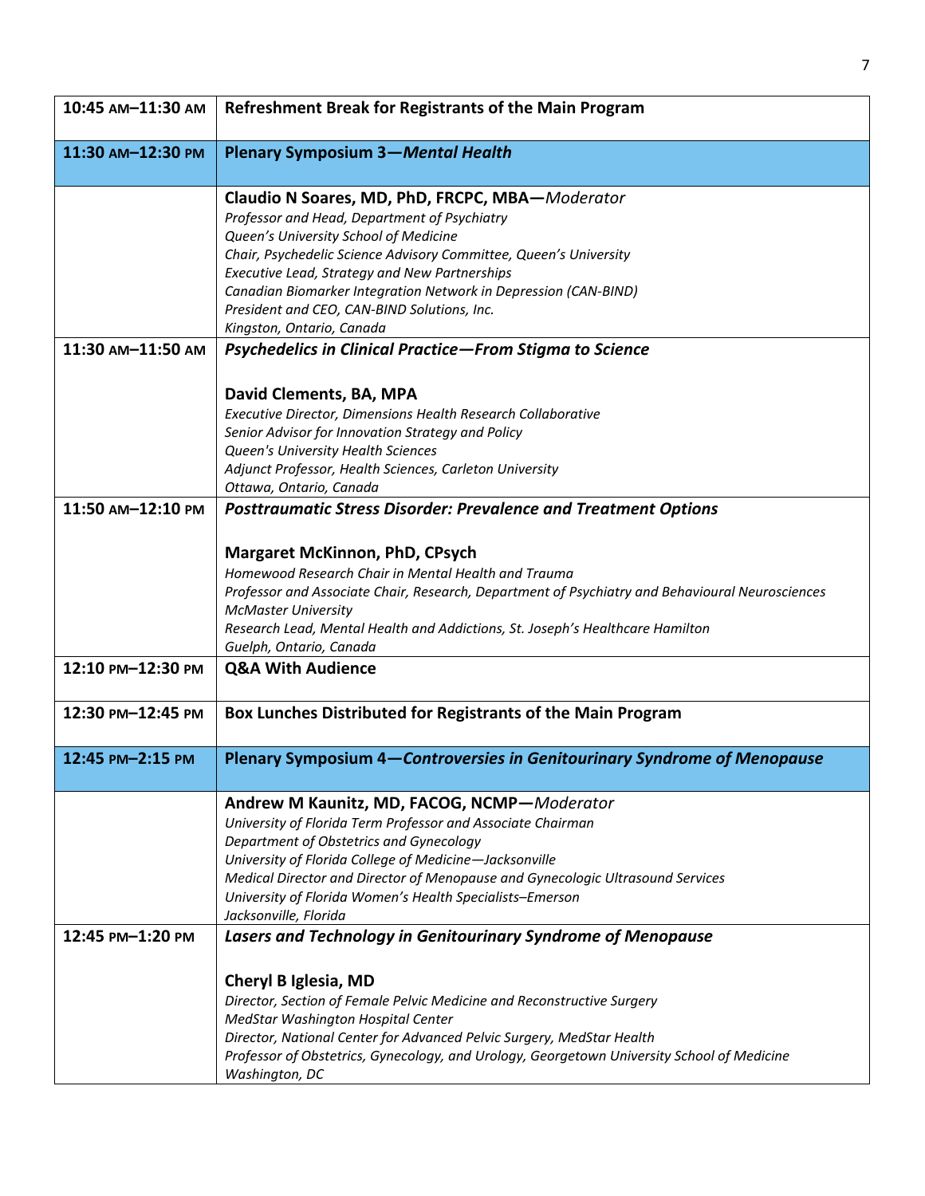| Time | Session |
| --- | --- |
| 10:45 AM–11:30 AM | **Refreshment Break for Registrants of the Main Program** |
| 11:30 AM–12:30 PM | **Plenary Symposium 3—*Mental Health*** |
| | **Claudio N Soares, MD, PhD, FRCPC, MBA—*Moderator***<br>*Professor and Head, Department of Psychiatry*<br>*Queen's University School of Medicine*<br>*Chair, Psychedelic Science Advisory Committee, Queen's University*<br>*Executive Lead, Strategy and New Partnerships*<br>*Canadian Biomarker Integration Network in Depression (CAN-BIND)*<br>*President and CEO, CAN-BIND Solutions, Inc.*<br>*Kingston, Ontario, Canada* |
| 11:30 AM–11:50 AM | ***Psychedelics in Clinical Practice—From Stigma to Science***<br><br>**David Clements, BA, MPA**<br>*Executive Director, Dimensions Health Research Collaborative*<br>*Senior Advisor for Innovation Strategy and Policy*<br>*Queen's University Health Sciences*<br>*Adjunct Professor, Health Sciences, Carleton University*<br>*Ottawa, Ontario, Canada* |
| 11:50 AM–12:10 PM | ***Posttraumatic Stress Disorder: Prevalence and Treatment Options***<br><br>**Margaret McKinnon, PhD, CPsych**<br>*Homewood Research Chair in Mental Health and Trauma*<br>*Professor and Associate Chair, Research, Department of Psychiatry and Behavioural Neurosciences*<br>*McMaster University*<br>*Research Lead, Mental Health and Addictions, St. Joseph's Healthcare Hamilton*<br>*Guelph, Ontario, Canada* |
| 12:10 PM–12:30 PM | **Q&A With Audience** |
| 12:30 PM–12:45 PM | **Box Lunches Distributed for Registrants of the Main Program** |
| 12:45 PM–2:15 PM | **Plenary Symposium 4—*Controversies in Genitourinary Syndrome of Menopause*** |
| | **Andrew M Kaunitz, MD, FACOG, NCMP—*Moderator***<br>*University of Florida Term Professor and Associate Chairman*<br>*Department of Obstetrics and Gynecology*<br>*University of Florida College of Medicine—Jacksonville*<br>*Medical Director and Director of Menopause and Gynecologic Ultrasound Services*<br>*University of Florida Women's Health Specialists–Emerson*<br>*Jacksonville, Florida* |
| 12:45 PM–1:20 PM | ***Lasers and Technology in Genitourinary Syndrome of Menopause***<br><br>**Cheryl B Iglesia, MD**<br>*Director, Section of Female Pelvic Medicine and Reconstructive Surgery*<br>*MedStar Washington Hospital Center*<br>*Director, National Center for Advanced Pelvic Surgery, MedStar Health*<br>*Professor of Obstetrics, Gynecology, and Urology, Georgetown University School of Medicine*<br>*Washington, DC* |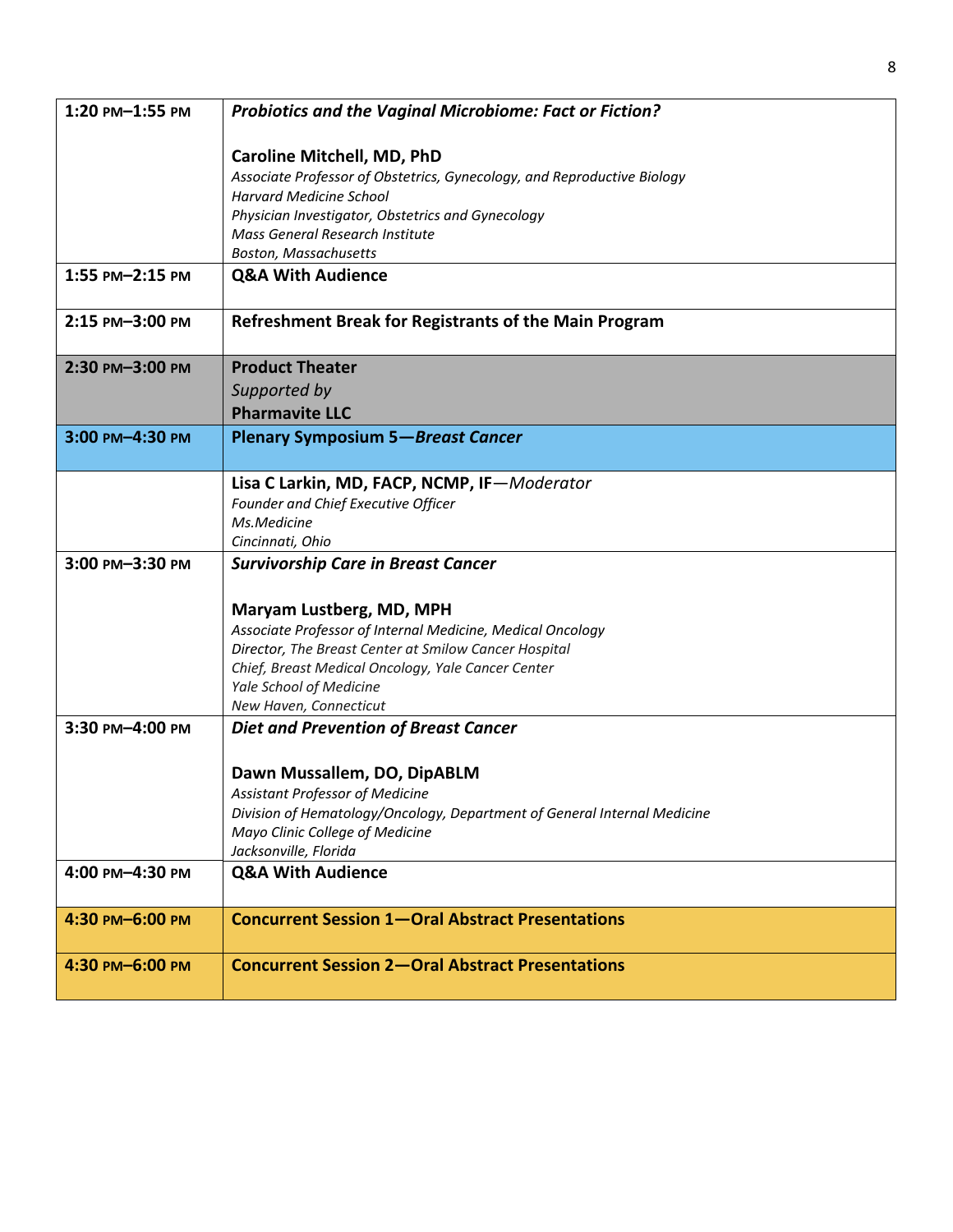| | |
|---|---|
| **1:20 PM–1:55 PM** | ***Probiotics and the Vaginal Microbiome: Fact or Fiction?***<br><br>**Caroline Mitchell, MD, PhD**<br>*Associate Professor of Obstetrics, Gynecology, and Reproductive Biology*<br>*Harvard Medicine School*<br>*Physician Investigator, Obstetrics and Gynecology*<br>*Mass General Research Institute*<br>*Boston, Massachusetts* |
| **1:55 PM–2:15 PM** | **Q&A With Audience** |
| **2:15 PM–3:00 PM** | **Refreshment Break for Registrants of the Main Program** |
| **2:30 PM–3:00 PM** | **Product Theater**<br>*Supported by*<br>**Pharmavite LLC** |
| **3:00 PM–4:30 PM** | **Plenary Symposium 5—*Breast Cancer*** |
| | **Lisa C Larkin, MD, FACP, NCMP, IF**—*Moderator*<br>*Founder and Chief Executive Officer*<br>*Ms.Medicine*<br>*Cincinnati, Ohio* |
| **3:00 PM–3:30 PM** | ***Survivorship Care in Breast Cancer***<br><br>**Maryam Lustberg, MD, MPH**<br>*Associate Professor of Internal Medicine, Medical Oncology*<br>*Director, The Breast Center at Smilow Cancer Hospital*<br>*Chief, Breast Medical Oncology, Yale Cancer Center*<br>*Yale School of Medicine*<br>*New Haven, Connecticut* |
| **3:30 PM–4:00 PM** | ***Diet and Prevention of Breast Cancer***<br><br>**Dawn Mussallem, DO, DipABLM**<br>*Assistant Professor of Medicine*<br>*Division of Hematology/Oncology, Department of General Internal Medicine*<br>*Mayo Clinic College of Medicine*<br>*Jacksonville, Florida* |
| **4:00 PM–4:30 PM** | **Q&A With Audience** |
| **4:30 PM–6:00 PM** | **Concurrent Session 1—Oral Abstract Presentations** |
| **4:30 PM–6:00 PM** | **Concurrent Session 2—Oral Abstract Presentations** |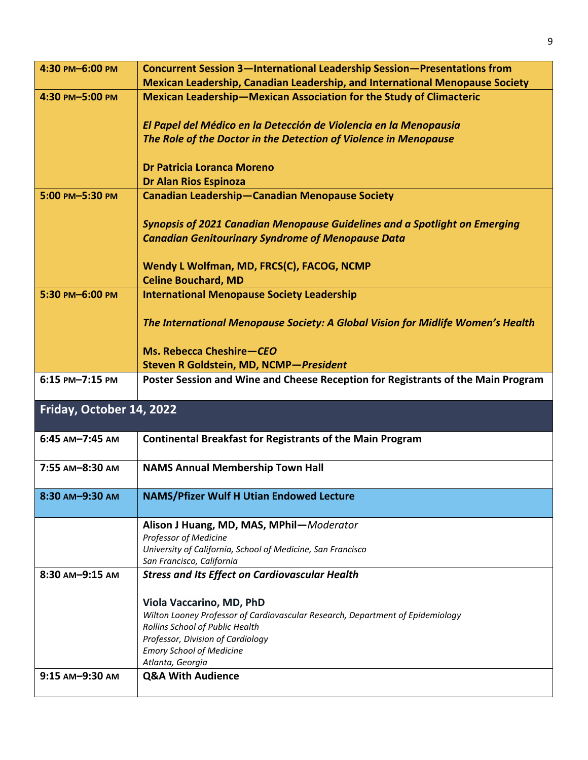| | |
|---|---|
| **4:30 PM–6:00 PM** | **Concurrent Session 3—International Leadership Session—Presentations from Mexican Leadership, Canadian Leadership, and International Menopause Society** |
| **4:30 PM–5:00 PM** | **Mexican Leadership—Mexican Association for the Study of Climacteric**<br><br>***El Papel del Médico en la Detección de Violencia en la Menopausia***<br>***The Role of the Doctor in the Detection of Violence in Menopause***<br><br>**Dr Patricia Loranca Moreno**<br>**Dr Alan Rios Espinoza** |
| **5:00 PM–5:30 PM** | **Canadian Leadership—Canadian Menopause Society**<br><br>***Synopsis of 2021 Canadian Menopause Guidelines and a Spotlight on Emerging Canadian Genitourinary Syndrome of Menopause Data***<br><br>**Wendy L Wolfman, MD, FRCS(C), FACOG, NCMP**<br>**Celine Bouchard, MD** |
| **5:30 PM–6:00 PM** | **International Menopause Society Leadership**<br><br>***The International Menopause Society: A Global Vision for Midlife Women's Health***<br><br>**Ms. Rebecca Cheshire—*CEO***<br>**Steven R Goldstein, MD, NCMP—*President*** |
| **6:15 PM–7:15 PM** | **Poster Session and Wine and Cheese Reception for Registrants of the Main Program** |

## Friday, October 14, 2022

| | |
|---|---|
| **6:45 AM–7:45 AM** | **Continental Breakfast for Registrants of the Main Program** |
| **7:55 AM–8:30 AM** | **NAMS Annual Membership Town Hall** |
| **8:30 AM–9:30 AM** | **NAMS/Pfizer Wulf H Utian Endowed Lecture** |
| | **Alison J Huang, MD, MAS, MPhil—***Moderator*<br>*Professor of Medicine*<br>*University of California, School of Medicine, San Francisco*<br>*San Francisco, California* |
| **8:30 AM–9:15 AM** | ***Stress and Its Effect on Cardiovascular Health***<br><br>**Viola Vaccarino, MD, PhD**<br>*Wilton Looney Professor of Cardiovascular Research, Department of Epidemiology*<br>*Rollins School of Public Health*<br>*Professor, Division of Cardiology*<br>*Emory School of Medicine*<br>*Atlanta, Georgia* |
| **9:15 AM–9:30 AM** | **Q&A With Audience** |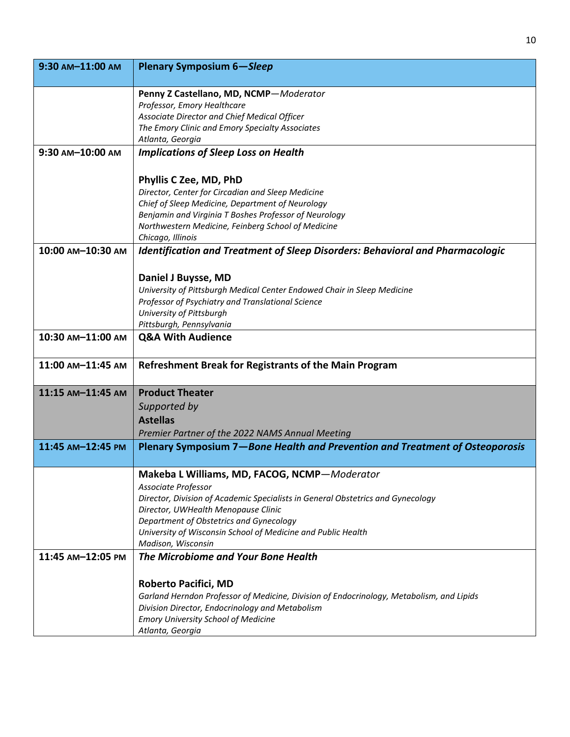| Time | Session |
|---|---|
| **9:30 AM–11:00 AM** | **Plenary Symposium 6—*Sleep*** |
| | **Penny Z Castellano, MD, NCMP**—*Moderator*<br>*Professor, Emory Healthcare*<br>*Associate Director and Chief Medical Officer*<br>*The Emory Clinic and Emory Specialty Associates*<br>*Atlanta, Georgia* |
| **9:30 AM–10:00 AM** | ***Implications of Sleep Loss on Health***<br><br>**Phyllis C Zee, MD, PhD**<br>*Director, Center for Circadian and Sleep Medicine*<br>*Chief of Sleep Medicine, Department of Neurology*<br>*Benjamin and Virginia T Boshes Professor of Neurology*<br>*Northwestern Medicine, Feinberg School of Medicine*<br>*Chicago, Illinois* |
| **10:00 AM–10:30 AM** | ***Identification and Treatment of Sleep Disorders: Behavioral and Pharmacologic***<br><br>**Daniel J Buysse, MD**<br>*University of Pittsburgh Medical Center Endowed Chair in Sleep Medicine*<br>*Professor of Psychiatry and Translational Science*<br>*University of Pittsburgh*<br>*Pittsburgh, Pennsylvania* |
| **10:30 AM–11:00 AM** | **Q&A With Audience** |
| **11:00 AM–11:45 AM** | **Refreshment Break for Registrants of the Main Program** |
| **11:15 AM–11:45 AM** | **Product Theater**<br>*Supported by*<br>**Astellas**<br>*Premier Partner of the 2022 NAMS Annual Meeting* |
| **11:45 AM–12:45 PM** | **Plenary Symposium 7—*Bone Health and Prevention and Treatment of Osteoporosis*** |
| | **Makeba L Williams, MD, FACOG, NCMP**—*Moderator*<br>*Associate Professor*<br>*Director, Division of Academic Specialists in General Obstetrics and Gynecology*<br>*Director, UWHealth Menopause Clinic*<br>*Department of Obstetrics and Gynecology*<br>*University of Wisconsin School of Medicine and Public Health*<br>*Madison, Wisconsin* |
| **11:45 AM–12:05 PM** | ***The Microbiome and Your Bone Health***<br><br>**Roberto Pacifici, MD**<br>*Garland Herndon Professor of Medicine, Division of Endocrinology, Metabolism, and Lipids*<br>*Division Director, Endocrinology and Metabolism*<br>*Emory University School of Medicine*<br>*Atlanta, Georgia* |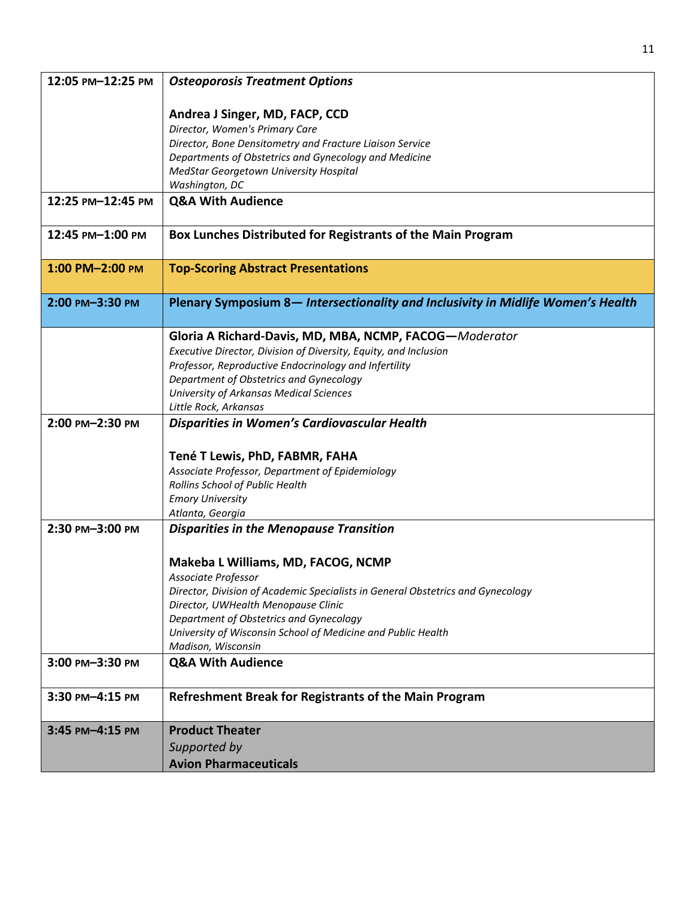| | |
|---|---|
| **12:05 PM–12:25 PM** | ***Osteoporosis Treatment Options***<br><br>**Andrea J Singer, MD, FACP, CCD**<br>*Director, Women's Primary Care*<br>*Director, Bone Densitometry and Fracture Liaison Service*<br>*Departments of Obstetrics and Gynecology and Medicine*<br>*MedStar Georgetown University Hospital*<br>*Washington, DC* |
| **12:25 PM–12:45 PM** | **Q&A With Audience** |
| **12:45 PM–1:00 PM** | **Box Lunches Distributed for Registrants of the Main Program** |
| **1:00 PM–2:00 PM** | **Top-Scoring Abstract Presentations** |
| **2:00 PM–3:30 PM** | **Plenary Symposium 8— *Intersectionality and Inclusivity in Midlife Women's Health*** |
| | **Gloria A Richard-Davis, MD, MBA, NCMP, FACOG—***Moderator*<br>*Executive Director, Division of Diversity, Equity, and Inclusion*<br>*Professor, Reproductive Endocrinology and Infertility*<br>*Department of Obstetrics and Gynecology*<br>*University of Arkansas Medical Sciences*<br>*Little Rock, Arkansas* |
| **2:00 PM–2:30 PM** | ***Disparities in Women's Cardiovascular Health***<br><br>**Tené T Lewis, PhD, FABMR, FAHA**<br>*Associate Professor, Department of Epidemiology*<br>*Rollins School of Public Health*<br>*Emory University*<br>*Atlanta, Georgia* |
| **2:30 PM–3:00 PM** | ***Disparities in the Menopause Transition***<br><br>**Makeba L Williams, MD, FACOG, NCMP**<br>*Associate Professor*<br>*Director, Division of Academic Specialists in General Obstetrics and Gynecology*<br>*Director, UWHealth Menopause Clinic*<br>*Department of Obstetrics and Gynecology*<br>*University of Wisconsin School of Medicine and Public Health*<br>*Madison, Wisconsin* |
| **3:00 PM–3:30 PM** | **Q&A With Audience** |
| **3:30 PM–4:15 PM** | **Refreshment Break for Registrants of the Main Program** |
| **3:45 PM–4:15 PM** | **Product Theater**<br>*Supported by*<br>**Avion Pharmaceuticals** |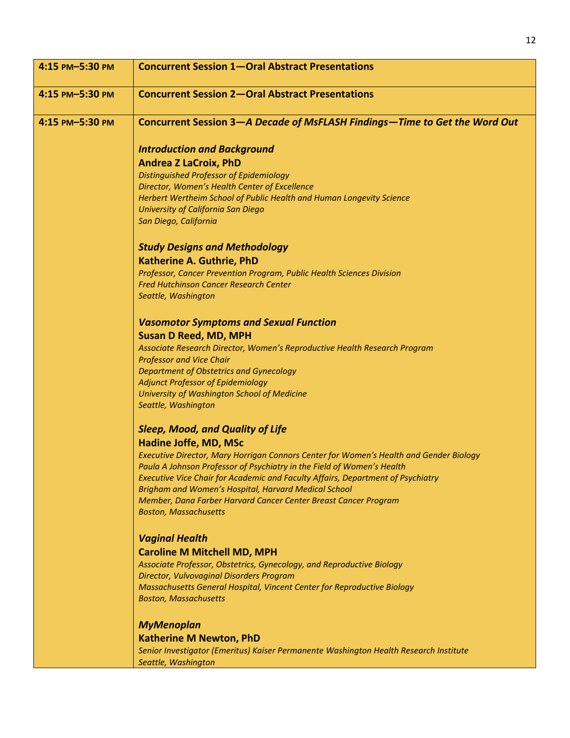| | |
|---|---|
| **4:15 PM–5:30 PM** | **Concurrent Session 1—Oral Abstract Presentations** |
| **4:15 PM–5:30 PM** | **Concurrent Session 2—Oral Abstract Presentations** |
| **4:15 PM–5:30 PM** | **Concurrent Session 3—*A Decade of MsFLASH Findings—Time to Get the Word Out*** <br><br> ***Introduction and Background*** <br> **Andrea Z LaCroix, PhD** <br> *Distinguished Professor of Epidemiology* <br> *Director, Women's Health Center of Excellence* <br> *Herbert Wertheim School of Public Health and Human Longevity Science* <br> *University of California San Diego* <br> *San Diego, California* <br><br> ***Study Designs and Methodology*** <br> **Katherine A. Guthrie, PhD** <br> *Professor, Cancer Prevention Program, Public Health Sciences Division* <br> *Fred Hutchinson Cancer Research Center* <br> *Seattle, Washington* <br><br> ***Vasomotor Symptoms and Sexual Function*** <br> **Susan D Reed, MD, MPH** <br> *Associate Research Director, Women's Reproductive Health Research Program* <br> *Professor and Vice Chair* <br> *Department of Obstetrics and Gynecology* <br> *Adjunct Professor of Epidemiology* <br> *University of Washington School of Medicine* <br> *Seattle, Washington* <br><br> ***Sleep, Mood, and Quality of Life*** <br> **Hadine Joffe, MD, MSc** <br> *Executive Director, Mary Horrigan Connors Center for Women's Health and Gender Biology* <br> *Paula A Johnson Professor of Psychiatry in the Field of Women's Health* <br> *Executive Vice Chair for Academic and Faculty Affairs, Department of Psychiatry* <br> *Brigham and Women's Hospital, Harvard Medical School* <br> *Member, Dana Farber Harvard Cancer Center Breast Cancer Program* <br> *Boston, Massachusetts* <br><br> ***Vaginal Health*** <br> **Caroline M Mitchell MD, MPH** <br> *Associate Professor, Obstetrics, Gynecology, and Reproductive Biology* <br> *Director, Vulvovaginal Disorders Program* <br> *Massachusetts General Hospital, Vincent Center for Reproductive Biology* <br> *Boston, Massachusetts* <br><br> ***MyMenoplan*** <br> **Katherine M Newton, PhD** <br> *Senior Investigator (Emeritus) Kaiser Permanente Washington Health Research Institute* <br> *Seattle, Washington* |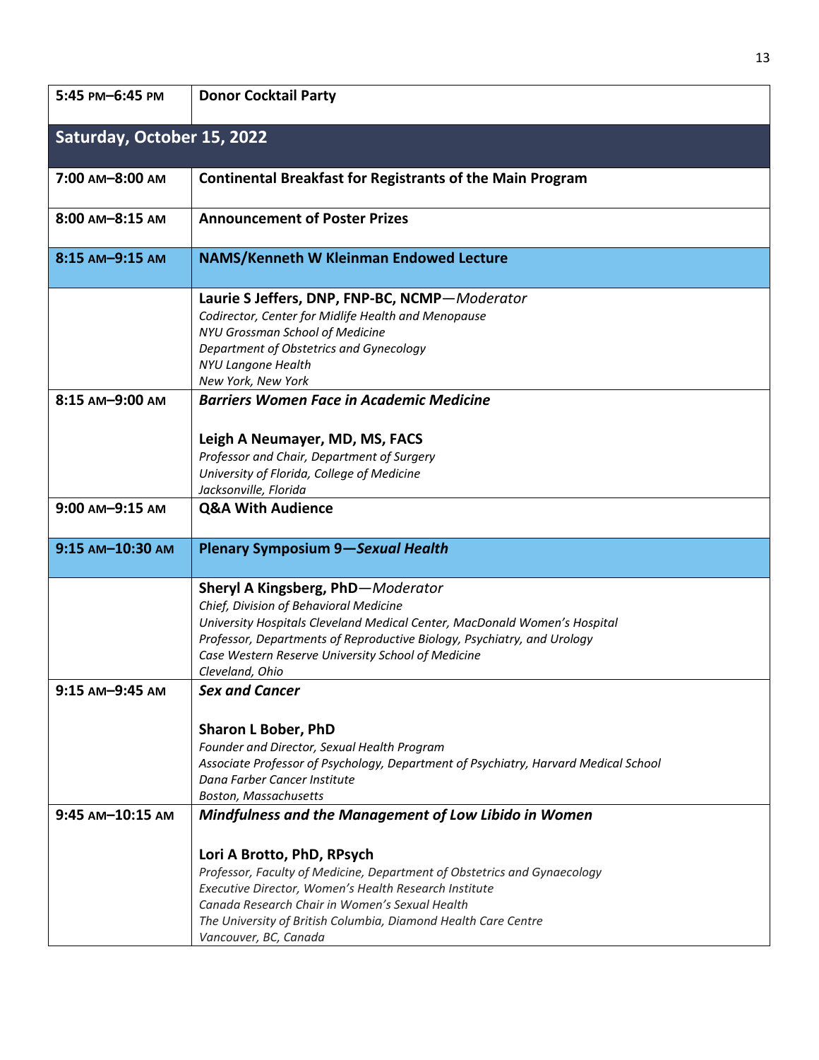| 5:45 PM–6:45 PM | **Donor Cocktail Party** |
|---|---|
| **Saturday, October 15, 2022** | |
| 7:00 AM–8:00 AM | **Continental Breakfast for Registrants of the Main Program** |
| 8:00 AM–8:15 AM | **Announcement of Poster Prizes** |
| 8:15 AM–9:15 AM | **NAMS/Kenneth W Kleinman Endowed Lecture** |
| | **Laurie S Jeffers, DNP, FNP-BC, NCMP**—*Moderator*<br>*Codirector, Center for Midlife Health and Menopause*<br>*NYU Grossman School of Medicine*<br>*Department of Obstetrics and Gynecology*<br>*NYU Langone Health*<br>*New York, New York* |
| 8:15 AM–9:00 AM | ***Barriers Women Face in Academic Medicine***<br><br>**Leigh A Neumayer, MD, MS, FACS**<br>*Professor and Chair, Department of Surgery*<br>*University of Florida, College of Medicine*<br>*Jacksonville, Florida* |
| 9:00 AM–9:15 AM | **Q&A With Audience** |
| 9:15 AM–10:30 AM | **Plenary Symposium 9—*Sexual Health*** |
| | **Sheryl A Kingsberg, PhD**—*Moderator*<br>*Chief, Division of Behavioral Medicine*<br>*University Hospitals Cleveland Medical Center, MacDonald Women's Hospital*<br>*Professor, Departments of Reproductive Biology, Psychiatry, and Urology*<br>*Case Western Reserve University School of Medicine*<br>*Cleveland, Ohio* |
| 9:15 AM–9:45 AM | ***Sex and Cancer***<br><br>**Sharon L Bober, PhD**<br>*Founder and Director, Sexual Health Program*<br>*Associate Professor of Psychology, Department of Psychiatry, Harvard Medical School*<br>*Dana Farber Cancer Institute*<br>*Boston, Massachusetts* |
| 9:45 AM–10:15 AM | ***Mindfulness and the Management of Low Libido in Women***<br><br>**Lori A Brotto, PhD, RPsych**<br>*Professor, Faculty of Medicine, Department of Obstetrics and Gynaecology*<br>*Executive Director, Women's Health Research Institute*<br>*Canada Research Chair in Women's Sexual Health*<br>*The University of British Columbia, Diamond Health Care Centre*<br>*Vancouver, BC, Canada* |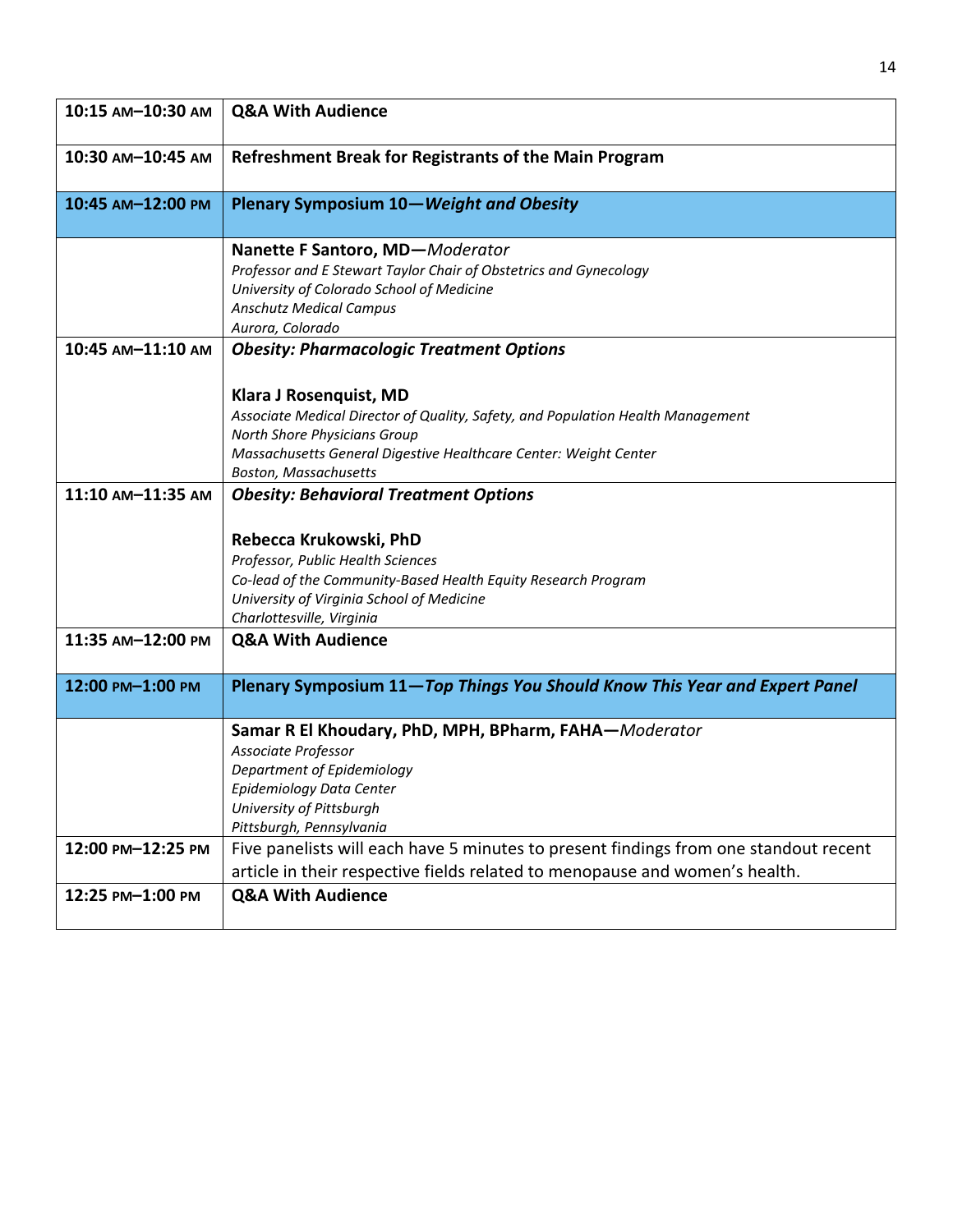| | |
|---|---|
| **10:15 AM–10:30 AM** | **Q&A With Audience** |
| **10:30 AM–10:45 AM** | **Refreshment Break for Registrants of the Main Program** |
| **10:45 AM–12:00 PM** | **Plenary Symposium 10—*Weight and Obesity*** |
| | **Nanette F Santoro, MD—***Moderator*<br>*Professor and E Stewart Taylor Chair of Obstetrics and Gynecology*<br>*University of Colorado School of Medicine*<br>*Anschutz Medical Campus*<br>*Aurora, Colorado* |
| **10:45 AM–11:10 AM** | ***Obesity: Pharmacologic Treatment Options***<br><br>**Klara J Rosenquist, MD**<br>*Associate Medical Director of Quality, Safety, and Population Health Management*<br>*North Shore Physicians Group*<br>*Massachusetts General Digestive Healthcare Center: Weight Center*<br>*Boston, Massachusetts* |
| **11:10 AM–11:35 AM** | ***Obesity: Behavioral Treatment Options***<br><br>**Rebecca Krukowski, PhD**<br>*Professor, Public Health Sciences*<br>*Co-lead of the Community-Based Health Equity Research Program*<br>*University of Virginia School of Medicine*<br>*Charlottesville, Virginia* |
| **11:35 AM–12:00 PM** | **Q&A With Audience** |
| **12:00 PM–1:00 PM** | **Plenary Symposium 11—*Top Things You Should Know This Year and Expert Panel*** |
| | **Samar R El Khoudary, PhD, MPH, BPharm, FAHA—***Moderator*<br>*Associate Professor*<br>*Department of Epidemiology*<br>*Epidemiology Data Center*<br>*University of Pittsburgh*<br>*Pittsburgh, Pennsylvania* |
| **12:00 PM–12:25 PM** | Five panelists will each have 5 minutes to present findings from one standout recent article in their respective fields related to menopause and women's health. |
| **12:25 PM–1:00 PM** | **Q&A With Audience** |